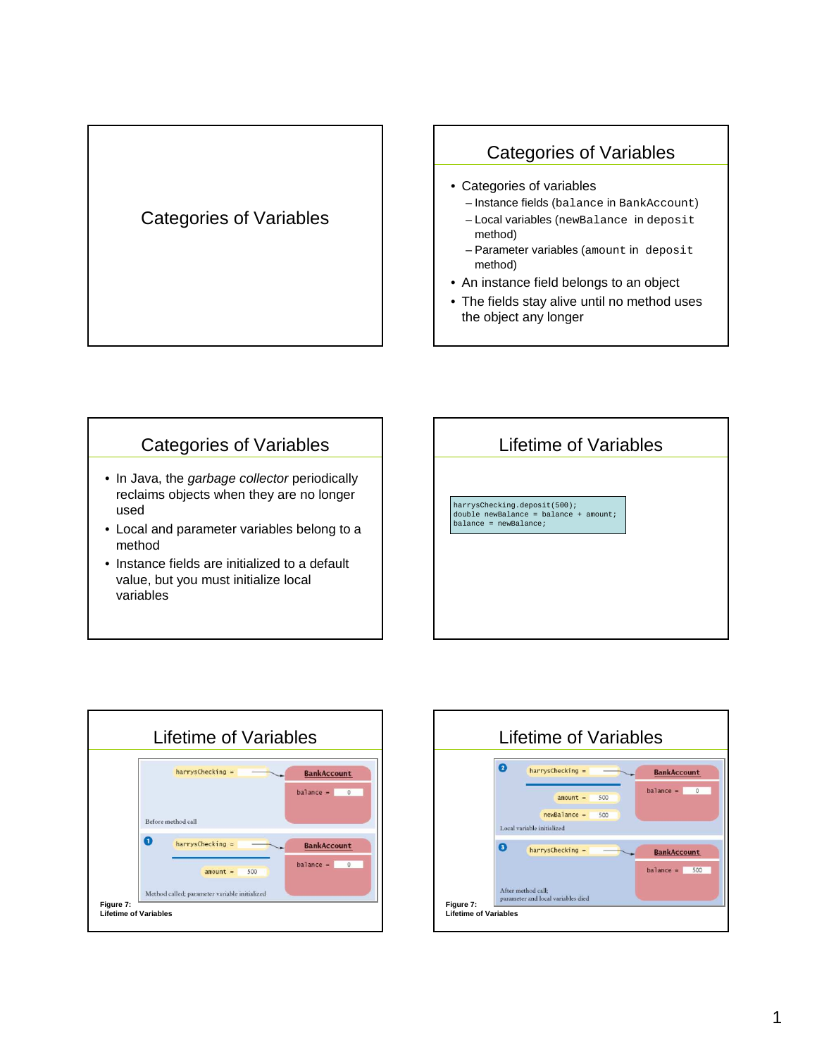# Categories of Variables

## Categories of Variables

- Categories of variables
  - Instance fields (`balance` in `BankAccount`)
  - Local variables (`newBalance` in `deposit` method)
  - Parameter variables (`amount` in `deposit` method)
- An instance field belongs to an object
- The fields stay alive until no method uses the object any longer

## Categories of Variables

- In Java, the *garbage collector* periodically reclaims objects when they are no longer used
- Local and parameter variables belong to a method
- Instance fields are initialized to a default value, but you must initialize local variables

## Lifetime of Variables

```
harrysChecking.deposit(500);
double newBalance = balance + amount;
balance = newBalance;
```

## Lifetime of Variables

harrysChecking = → BankAccount: balance = 0

Before method call

1. harrysChecking = → BankAccount: balance = 0; amount = 500

Method called; parameter variable initialized

**Figure 7:**
**Lifetime of Variables**

## Lifetime of Variables

2. harrysChecking = → BankAccount: balance = 0; amount = 500; newBalance = 500

Local variable initialized

3. harrysChecking = → BankAccount: balance = 500

After method call; parameter and local variables died

**Figure 7:**
**Lifetime of Variables**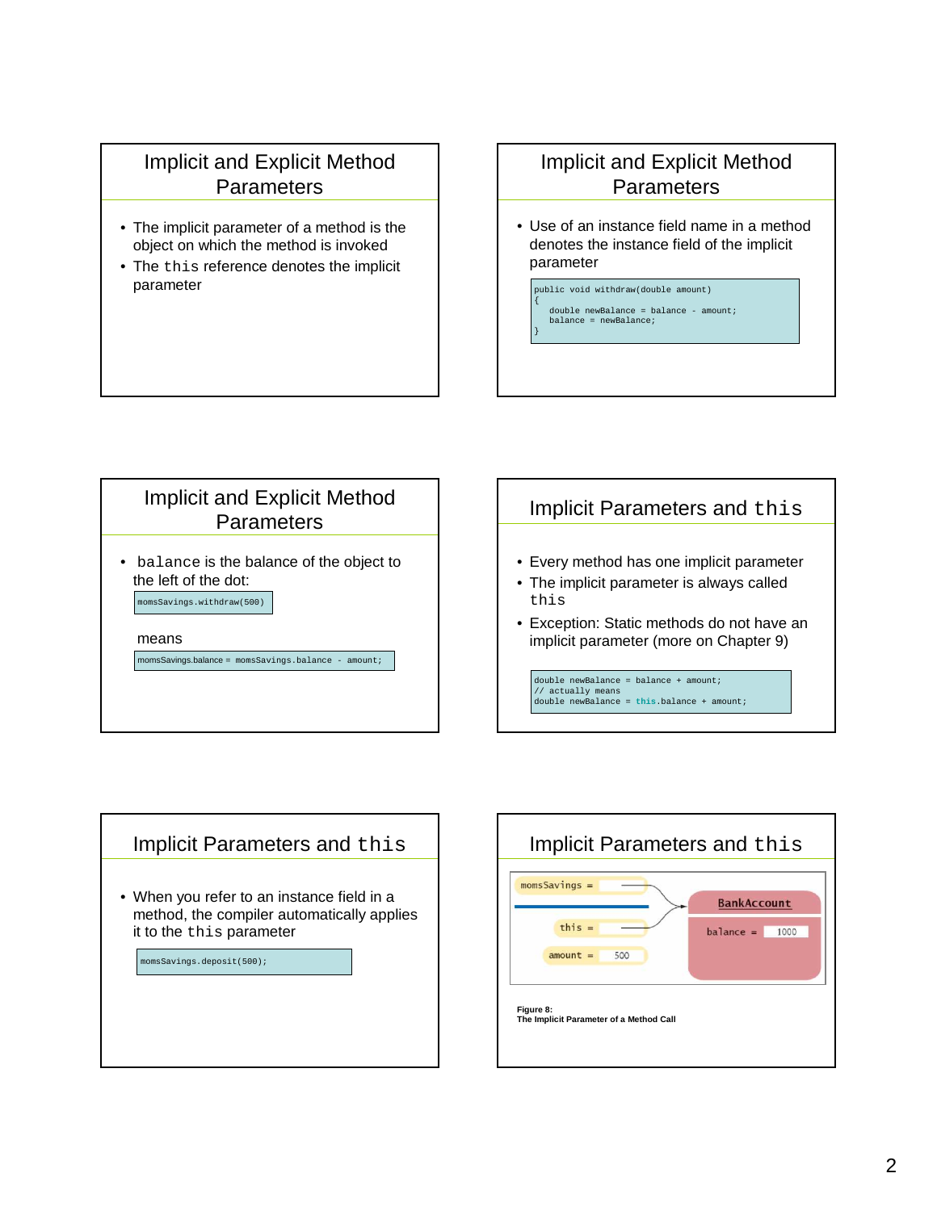## Implicit and Explicit Method Parameters

- The implicit parameter of a method is the object on which the method is invoked
- The `this` reference denotes the implicit parameter

## Implicit and Explicit Method Parameters

- Use of an instance field name in a method denotes the instance field of the implicit parameter

```
public void withdraw(double amount)
{
   double newBalance = balance - amount;
   balance = newBalance;
}
```

## Implicit and Explicit Method Parameters

- `balance` is the balance of the object to the left of the dot:

```
momsSavings.withdraw(500)
```

means

```
momsSavings.balance = momsSavings.balance - amount;
```

## Implicit Parameters and `this`

- Every method has one implicit parameter
- The implicit parameter is always called `this`
- Exception: Static methods do not have an implicit parameter (more on Chapter 9)

```
double newBalance = balance + amount;
// actually means
double newBalance = this.balance + amount;
```

## Implicit Parameters and `this`

- When you refer to an instance field in a method, the compiler automatically applies it to the `this` parameter

```
momsSavings.deposit(500);
```

## Implicit Parameters and `this`

momsSavings = | this = | amount = 500 | BankAccount | balance = 1000

**Figure 8:**
**The Implicit Parameter of a Method Call**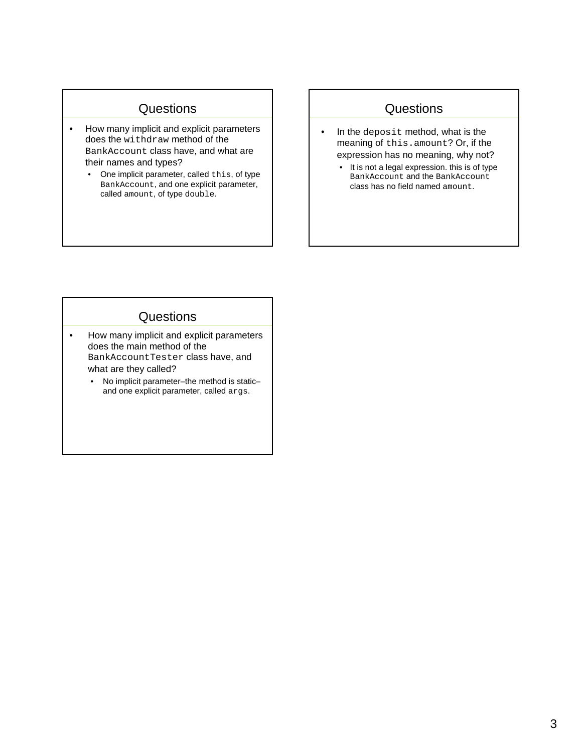## Questions

- How many implicit and explicit parameters does the `withdraw` method of the `BankAccount` class have, and what are their names and types?
  - One implicit parameter, called `this`, of type `BankAccount`, and one explicit parameter, called `amount`, of type `double`.

## Questions

- In the `deposit` method, what is the meaning of `this.amount`? Or, if the expression has no meaning, why not?
  - It is not a legal expression. this is of type `BankAccount` and the `BankAccount` class has no field named `amount`.

## Questions

- How many implicit and explicit parameters does the main method of the `BankAccountTester` class have, and what are they called?
  - No implicit parameter–the method is static–and one explicit parameter, called `args`.